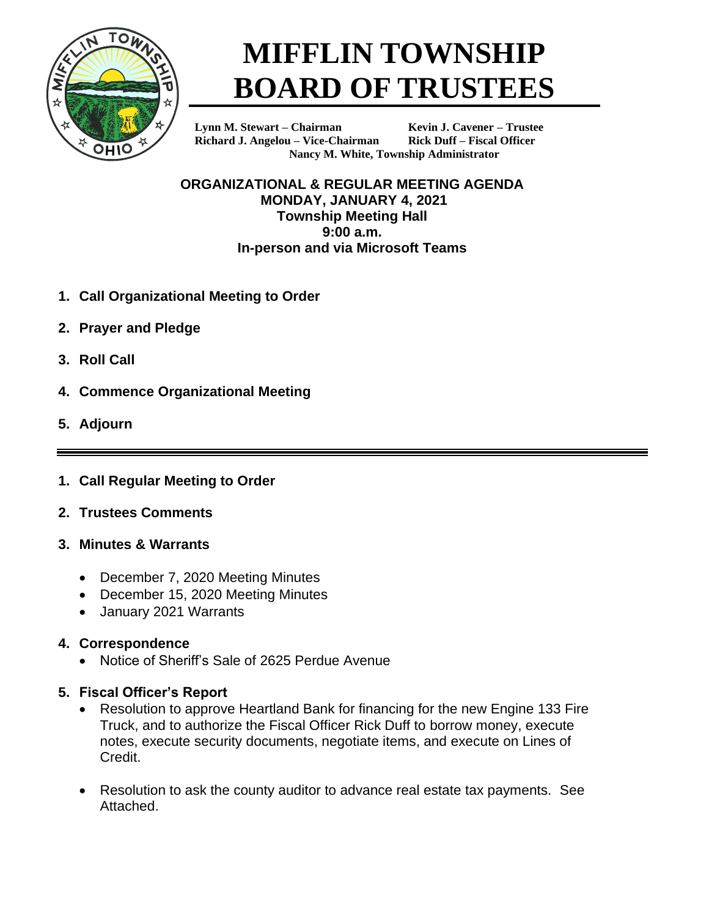# MIFFLIN TOWNSHIP BOARD OF TRUSTEES

**Lynn M. Stewart – Chairman** **Kevin J. Cavener – Trustee**
**Richard J. Angelou – Vice-Chairman** **Rick Duff – Fiscal Officer**
**Nancy M. White, Township Administrator**

**ORGANIZATIONAL & REGULAR MEETING AGENDA**
**MONDAY, JANUARY 4, 2021**
**Township Meeting Hall**
**9:00 a.m.**
**In-person and via Microsoft Teams**

1. **Call Organizational Meeting to Order**
2. **Prayer and Pledge**
3. **Roll Call**
4. **Commence Organizational Meeting**
5. **Adjourn**

---

1. **Call Regular Meeting to Order**
2. **Trustees Comments**
3. **Minutes & Warrants**
   - December 7, 2020 Meeting Minutes
   - December 15, 2020 Meeting Minutes
   - January 2021 Warrants
4. **Correspondence**
   - Notice of Sheriff's Sale of 2625 Perdue Avenue
5. **Fiscal Officer's Report**
   - Resolution to approve Heartland Bank for financing for the new Engine 133 Fire Truck, and to authorize the Fiscal Officer Rick Duff to borrow money, execute notes, execute security documents, negotiate items, and execute on Lines of Credit.
   - Resolution to ask the county auditor to advance real estate tax payments. See Attached.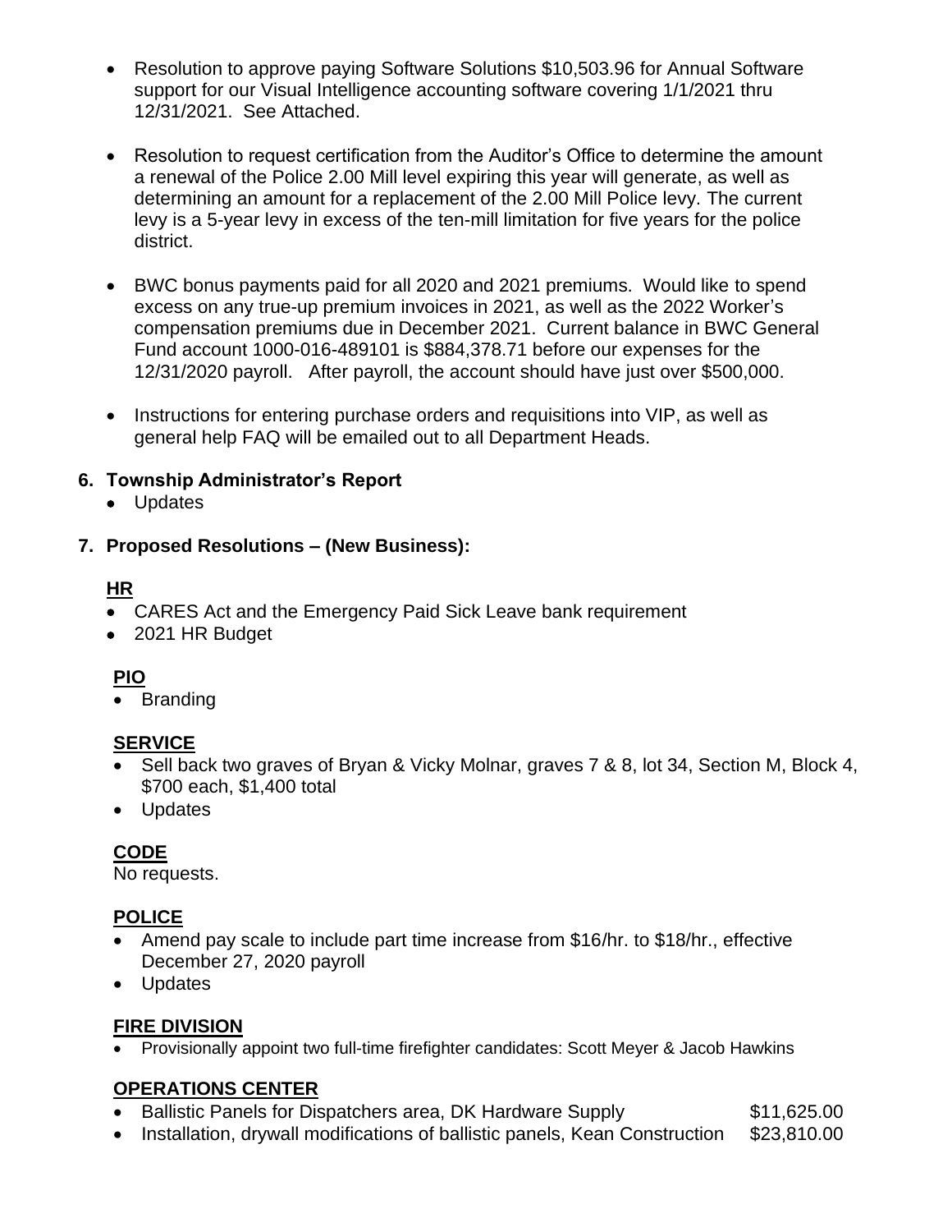- Resolution to approve paying Software Solutions $10,503.96 for Annual Software support for our Visual Intelligence accounting software covering 1/1/2021 thru 12/31/2021. See Attached.
- Resolution to request certification from the Auditor's Office to determine the amount a renewal of the Police 2.00 Mill level expiring this year will generate, as well as determining an amount for a replacement of the 2.00 Mill Police levy. The current levy is a 5-year levy in excess of the ten-mill limitation for five years for the police district.
- BWC bonus payments paid for all 2020 and 2021 premiums. Would like to spend excess on any true-up premium invoices in 2021, as well as the 2022 Worker's compensation premiums due in December 2021. Current balance in BWC General Fund account 1000-016-489101 is $884,378.71 before our expenses for the 12/31/2020 payroll. After payroll, the account should have just over $500,000.
- Instructions for entering purchase orders and requisitions into VIP, as well as general help FAQ will be emailed out to all Department Heads.

**6. Township Administrator's Report**

- Updates

**7. Proposed Resolutions – (New Business):**

**HR**

- CARES Act and the Emergency Paid Sick Leave bank requirement
- 2021 HR Budget

**PIO**

- Branding

**SERVICE**

- Sell back two graves of Bryan & Vicky Molnar, graves 7 & 8, lot 34, Section M, Block 4, $700 each, $1,400 total
- Updates

**CODE**

No requests.

**POLICE**

- Amend pay scale to include part time increase from $16/hr. to $18/hr., effective December 27, 2020 payroll
- Updates

**FIRE DIVISION**

- Provisionally appoint two full-time firefighter candidates: Scott Meyer & Jacob Hawkins

**OPERATIONS CENTER**

- Ballistic Panels for Dispatchers area, DK Hardware Supply $11,625.00
- Installation, drywall modifications of ballistic panels, Kean Construction $23,810.00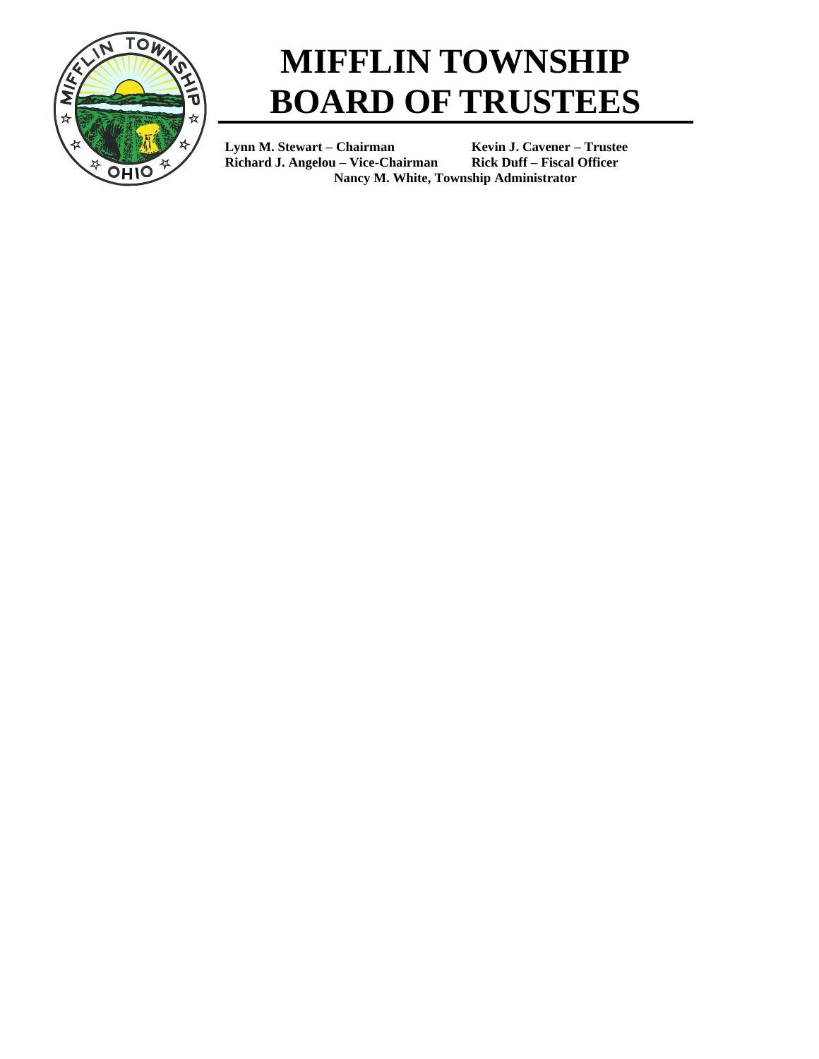# MIFFLIN TOWNSHIP BOARD OF TRUSTEES

**Lynn M. Stewart – Chairman** **Kevin J. Cavener – Trustee**
**Richard J. Angelou – Vice-Chairman** **Rick Duff – Fiscal Officer**
**Nancy M. White, Township Administrator**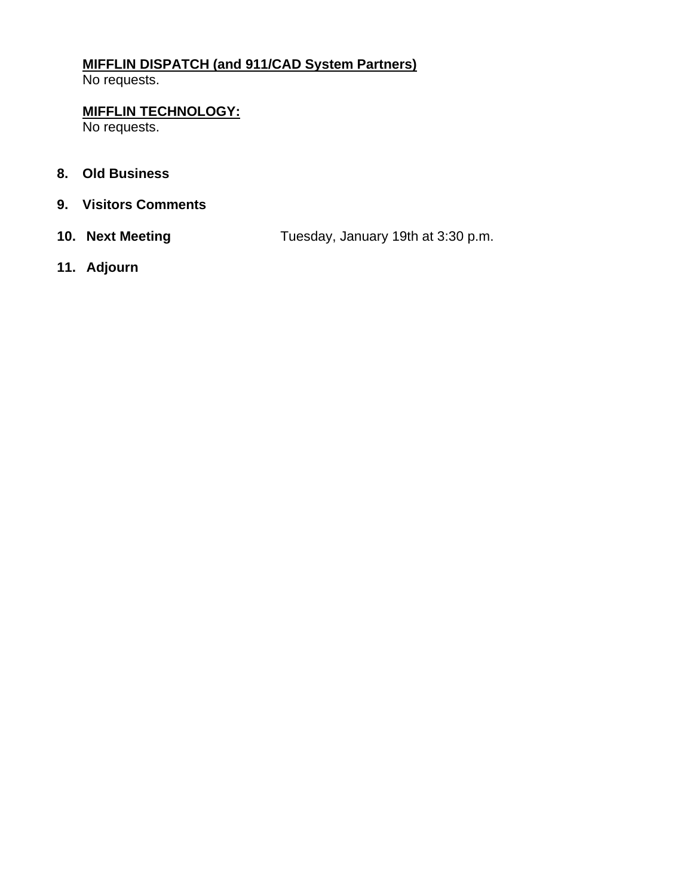**MIFFLIN DISPATCH (and 911/CAD System Partners)**
No requests.

**MIFFLIN TECHNOLOGY:**
No requests.

**8. Old Business**

**9. Visitors Comments**

**10. Next Meeting** Tuesday, January 19th at 3:30 p.m.

**11. Adjourn**